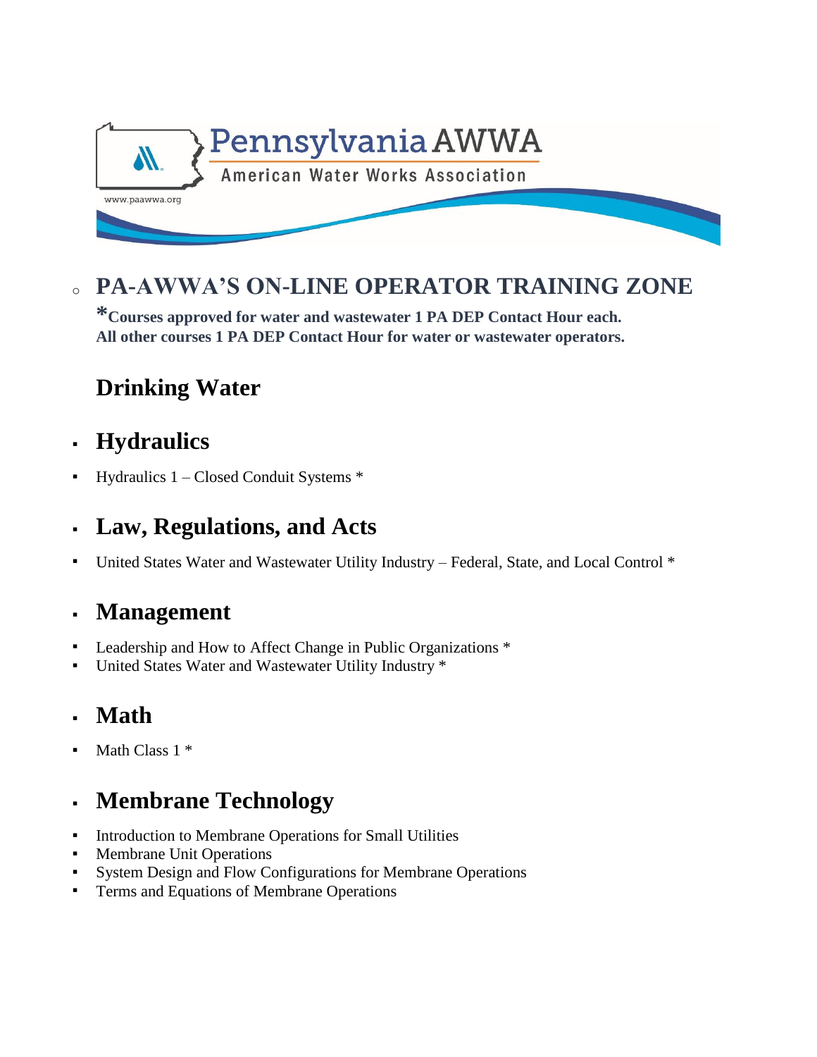Pennsylvania AWWA

American Water Works Association

www.paawwa.org

# PA-AWWA'S ON-LINE OPERATOR TRAINING ZONE

***Courses approved for water and wastewater 1 PA DEP Contact Hour each.**
**All other courses 1 PA DEP Contact Hour for water or wastewater operators.**

## Drinking Water

### Hydraulics

- Hydraulics 1 – Closed Conduit Systems *

### Law, Regulations, and Acts

- United States Water and Wastewater Utility Industry – Federal, State, and Local Control *

### Management

- Leadership and How to Affect Change in Public Organizations *
- United States Water and Wastewater Utility Industry *

### Math

- Math Class 1 *

### Membrane Technology

- Introduction to Membrane Operations for Small Utilities
- Membrane Unit Operations
- System Design and Flow Configurations for Membrane Operations
- Terms and Equations of Membrane Operations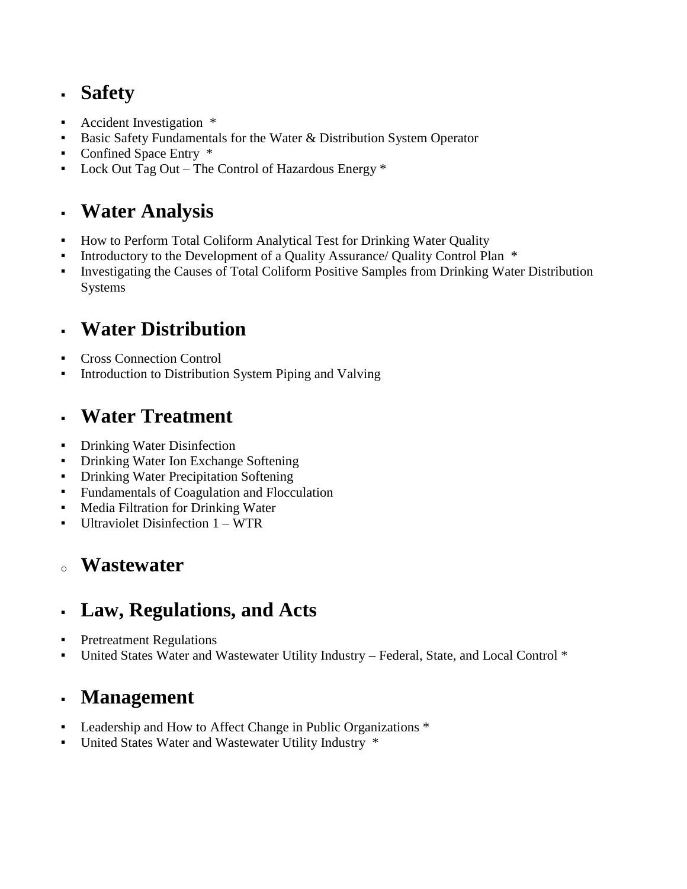## Safety

- Accident Investigation *
- Basic Safety Fundamentals for the Water & Distribution System Operator
- Confined Space Entry *
- Lock Out Tag Out – The Control of Hazardous Energy *

## Water Analysis

- How to Perform Total Coliform Analytical Test for Drinking Water Quality
- Introductory to the Development of a Quality Assurance/ Quality Control Plan *
- Investigating the Causes of Total Coliform Positive Samples from Drinking Water Distribution Systems

## Water Distribution

- Cross Connection Control
- Introduction to Distribution System Piping and Valving

## Water Treatment

- Drinking Water Disinfection
- Drinking Water Ion Exchange Softening
- Drinking Water Precipitation Softening
- Fundamentals of Coagulation and Flocculation
- Media Filtration for Drinking Water
- Ultraviolet Disinfection 1 – WTR

# Wastewater

## Law, Regulations, and Acts

- Pretreatment Regulations
- United States Water and Wastewater Utility Industry – Federal, State, and Local Control *

## Management

- Leadership and How to Affect Change in Public Organizations *
- United States Water and Wastewater Utility Industry *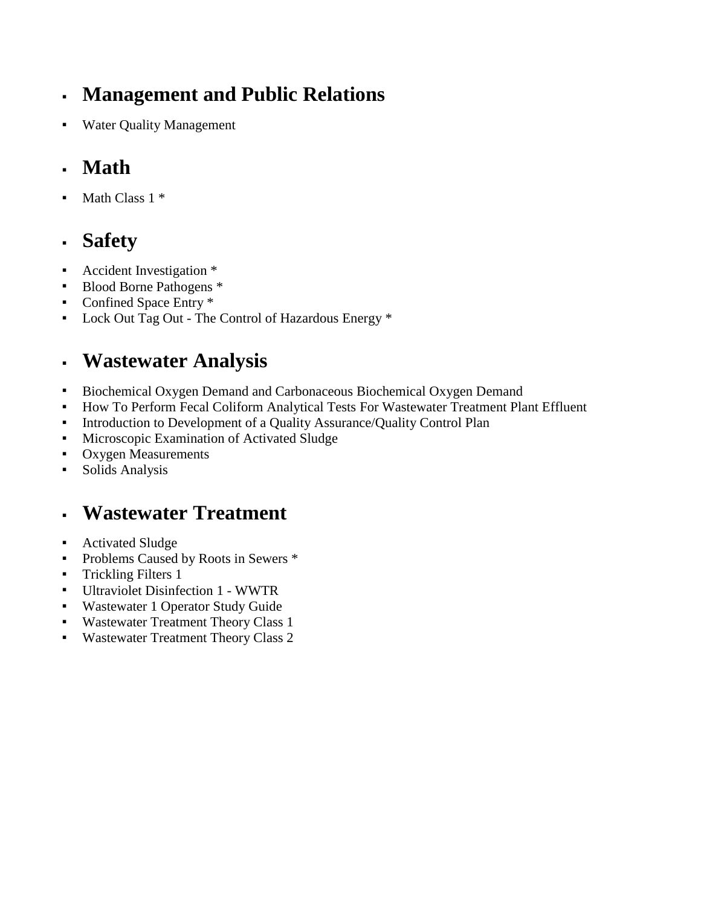- **Management and Public Relations**

- Water Quality Management

- **Math**

- Math Class 1 *

- **Safety**

- Accident Investigation *
- Blood Borne Pathogens *
- Confined Space Entry *
- Lock Out Tag Out - The Control of Hazardous Energy *

- **Wastewater Analysis**

- Biochemical Oxygen Demand and Carbonaceous Biochemical Oxygen Demand
- How To Perform Fecal Coliform Analytical Tests For Wastewater Treatment Plant Effluent
- Introduction to Development of a Quality Assurance/Quality Control Plan
- Microscopic Examination of Activated Sludge
- Oxygen Measurements
- Solids Analysis

- **Wastewater Treatment**

- Activated Sludge
- Problems Caused by Roots in Sewers *
- Trickling Filters 1
- Ultraviolet Disinfection 1 - WWTR
- Wastewater 1 Operator Study Guide
- Wastewater Treatment Theory Class 1
- Wastewater Treatment Theory Class 2